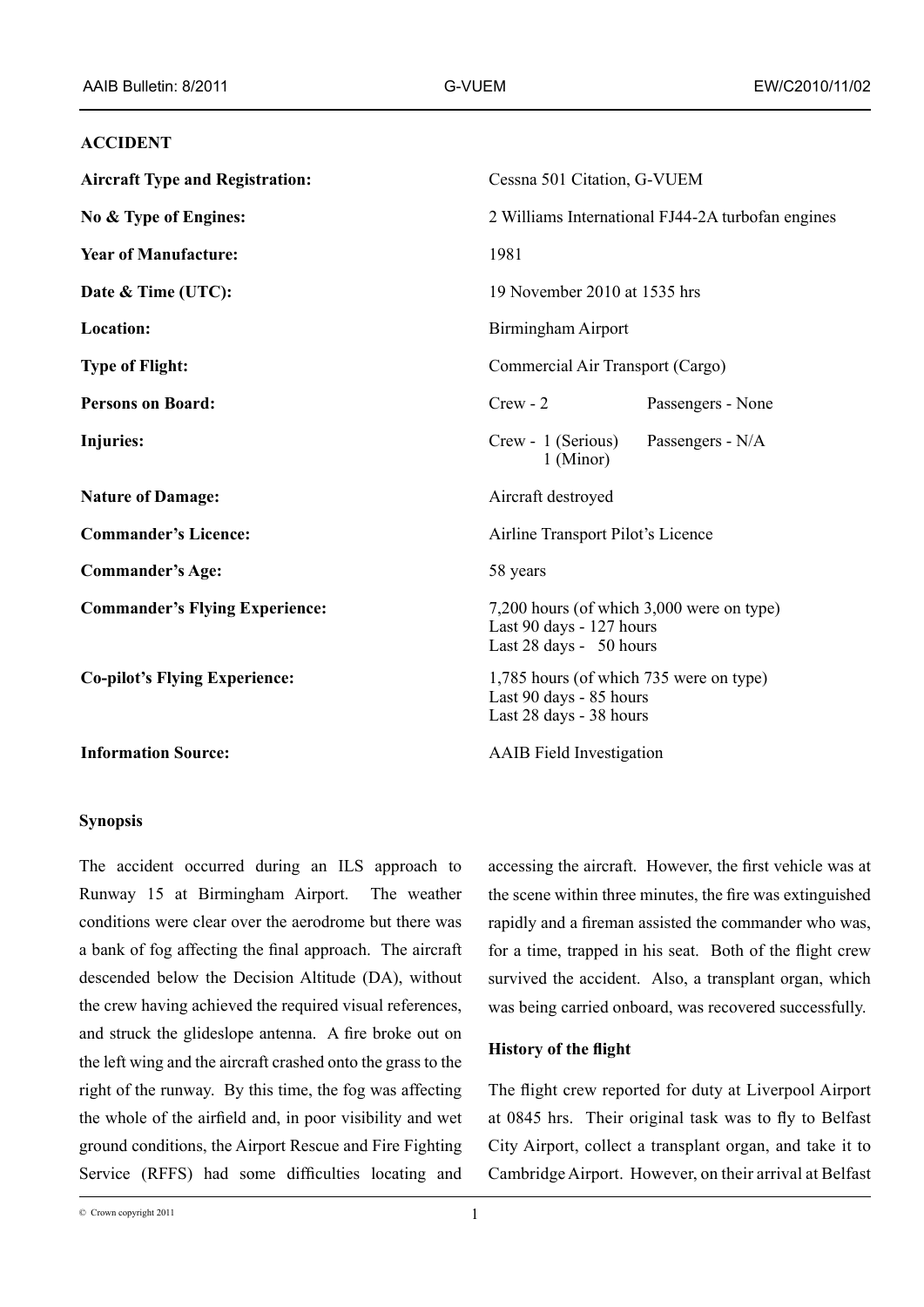## ACCIDENT

| | | |
|---|---|---|
| **Aircraft Type and Registration:** | Cessna 501 Citation, G-VUEM | |
| **No & Type of Engines:** | 2 Williams International FJ44-2A turbofan engines | |
| **Year of Manufacture:** | 1981 | |
| **Date & Time (UTC):** | 19 November 2010 at 1535 hrs | |
| **Location:** | Birmingham Airport | |
| **Type of Flight:** | Commercial Air Transport (Cargo) | |
| **Persons on Board:** | Crew - 2 | Passengers - None |
| **Injuries:** | Crew - 1 (Serious)<br>1 (Minor) | Passengers - N/A |
| **Nature of Damage:** | Aircraft destroyed | |
| **Commander's Licence:** | Airline Transport Pilot's Licence | |
| **Commander's Age:** | 58 years | |
| **Commander's Flying Experience:** | 7,200 hours (of which 3,000 were on type)<br>Last 90 days - 127 hours<br>Last 28 days - 50 hours | |
| **Co-pilot's Flying Experience:** | 1,785 hours (of which 735 were on type)<br>Last 90 days - 85 hours<br>Last 28 days - 38 hours | |
| **Information Source:** | AAIB Field Investigation | |

### Synopsis

The accident occurred during an ILS approach to Runway 15 at Birmingham Airport. The weather conditions were clear over the aerodrome but there was a bank of fog affecting the final approach. The aircraft descended below the Decision Altitude (DA), without the crew having achieved the required visual references, and struck the glideslope antenna. A fire broke out on the left wing and the aircraft crashed onto the grass to the right of the runway. By this time, the fog was affecting the whole of the airfield and, in poor visibility and wet ground conditions, the Airport Rescue and Fire Fighting Service (RFFS) had some difficulties locating and accessing the aircraft. However, the first vehicle was at the scene within three minutes, the fire was extinguished rapidly and a fireman assisted the commander who was, for a time, trapped in his seat. Both of the flight crew survived the accident. Also, a transplant organ, which was being carried onboard, was recovered successfully.

### History of the flight

The flight crew reported for duty at Liverpool Airport at 0845 hrs. Their original task was to fly to Belfast City Airport, collect a transplant organ, and take it to Cambridge Airport. However, on their arrival at Belfast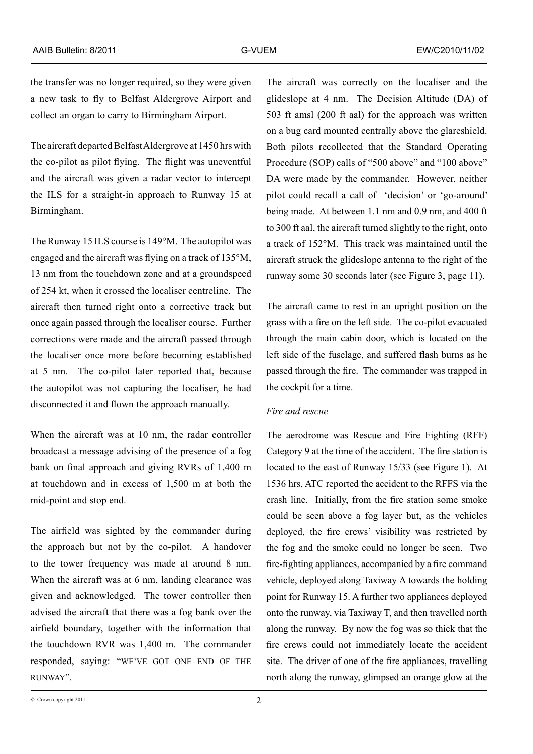the transfer was no longer required, so they were given a new task to fly to Belfast Aldergrove Airport and collect an organ to carry to Birmingham Airport.

The aircraft departed Belfast Aldergrove at 1450 hrs with the co-pilot as pilot flying. The flight was uneventful and the aircraft was given a radar vector to intercept the ILS for a straight-in approach to Runway 15 at Birmingham.

The Runway 15 ILS course is 149°M. The autopilot was engaged and the aircraft was flying on a track of 135°M, 13 nm from the touchdown zone and at a groundspeed of 254 kt, when it crossed the localiser centreline. The aircraft then turned right onto a corrective track but once again passed through the localiser course. Further corrections were made and the aircraft passed through the localiser once more before becoming established at 5 nm. The co-pilot later reported that, because the autopilot was not capturing the localiser, he had disconnected it and flown the approach manually.

When the aircraft was at 10 nm, the radar controller broadcast a message advising of the presence of a fog bank on final approach and giving RVRs of 1,400 m at touchdown and in excess of 1,500 m at both the mid-point and stop end.

The airfield was sighted by the commander during the approach but not by the co-pilot. A handover to the tower frequency was made at around 8 nm. When the aircraft was at 6 nm, landing clearance was given and acknowledged. The tower controller then advised the aircraft that there was a fog bank over the airfield boundary, together with the information that the touchdown RVR was 1,400 m. The commander responded, saying: "WE'VE GOT ONE END OF THE RUNWAY".

The aircraft was correctly on the localiser and the glideslope at 4 nm. The Decision Altitude (DA) of 503 ft amsl (200 ft aal) for the approach was written on a bug card mounted centrally above the glareshield. Both pilots recollected that the Standard Operating Procedure (SOP) calls of "500 above" and "100 above" DA were made by the commander. However, neither pilot could recall a call of 'decision' or 'go-around' being made. At between 1.1 nm and 0.9 nm, and 400 ft to 300 ft aal, the aircraft turned slightly to the right, onto a track of 152°M. This track was maintained until the aircraft struck the glideslope antenna to the right of the runway some 30 seconds later (see Figure 3, page 11).

The aircraft came to rest in an upright position on the grass with a fire on the left side. The co-pilot evacuated through the main cabin door, which is located on the left side of the fuselage, and suffered flash burns as he passed through the fire. The commander was trapped in the cockpit for a time.

*Fire and rescue*

The aerodrome was Rescue and Fire Fighting (RFF) Category 9 at the time of the accident. The fire station is located to the east of Runway 15/33 (see Figure 1). At 1536 hrs, ATC reported the accident to the RFFS via the crash line. Initially, from the fire station some smoke could be seen above a fog layer but, as the vehicles deployed, the fire crews' visibility was restricted by the fog and the smoke could no longer be seen. Two fire-fighting appliances, accompanied by a fire command vehicle, deployed along Taxiway A towards the holding point for Runway 15. A further two appliances deployed onto the runway, via Taxiway T, and then travelled north along the runway. By now the fog was so thick that the fire crews could not immediately locate the accident site. The driver of one of the fire appliances, travelling north along the runway, glimpsed an orange glow at the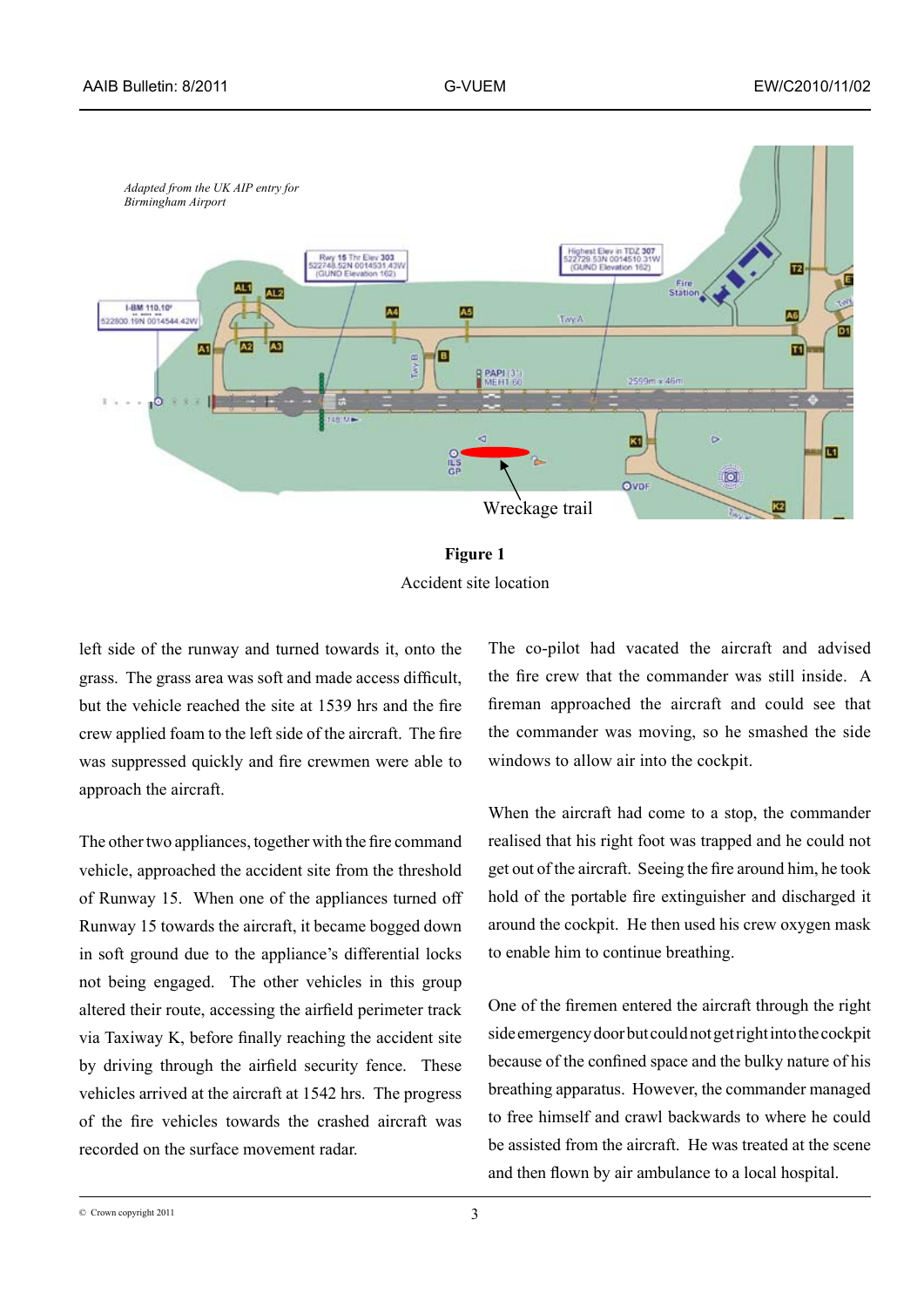**Figure 1**

Accident site location

left side of the runway and turned towards it, onto the grass. The grass area was soft and made access difficult, but the vehicle reached the site at 1539 hrs and the fire crew applied foam to the left side of the aircraft. The fire was suppressed quickly and fire crewmen were able to approach the aircraft.

The other two appliances, together with the fire command vehicle, approached the accident site from the threshold of Runway 15. When one of the appliances turned off Runway 15 towards the aircraft, it became bogged down in soft ground due to the appliance's differential locks not being engaged. The other vehicles in this group altered their route, accessing the airfield perimeter track via Taxiway K, before finally reaching the accident site by driving through the airfield security fence. These vehicles arrived at the aircraft at 1542 hrs. The progress of the fire vehicles towards the crashed aircraft was recorded on the surface movement radar.

The co-pilot had vacated the aircraft and advised the fire crew that the commander was still inside. A fireman approached the aircraft and could see that the commander was moving, so he smashed the side windows to allow air into the cockpit.

When the aircraft had come to a stop, the commander realised that his right foot was trapped and he could not get out of the aircraft. Seeing the fire around him, he took hold of the portable fire extinguisher and discharged it around the cockpit. He then used his crew oxygen mask to enable him to continue breathing.

One of the firemen entered the aircraft through the right side emergency door but could not get right into the cockpit because of the confined space and the bulky nature of his breathing apparatus. However, the commander managed to free himself and crawl backwards to where he could be assisted from the aircraft. He was treated at the scene and then flown by air ambulance to a local hospital.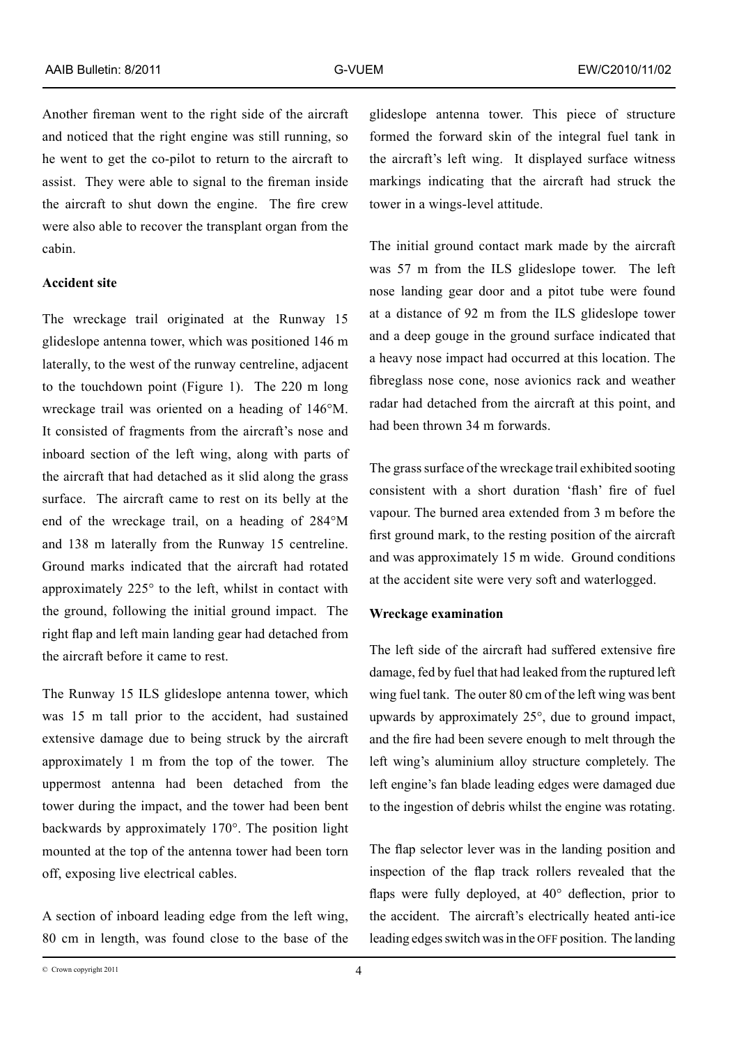Another fireman went to the right side of the aircraft and noticed that the right engine was still running, so he went to get the co-pilot to return to the aircraft to assist. They were able to signal to the fireman inside the aircraft to shut down the engine. The fire crew were also able to recover the transplant organ from the cabin.

**Accident site**

The wreckage trail originated at the Runway 15 glideslope antenna tower, which was positioned 146 m laterally, to the west of the runway centreline, adjacent to the touchdown point (Figure 1). The 220 m long wreckage trail was oriented on a heading of 146°M. It consisted of fragments from the aircraft's nose and inboard section of the left wing, along with parts of the aircraft that had detached as it slid along the grass surface. The aircraft came to rest on its belly at the end of the wreckage trail, on a heading of 284°M and 138 m laterally from the Runway 15 centreline. Ground marks indicated that the aircraft had rotated approximately 225° to the left, whilst in contact with the ground, following the initial ground impact. The right flap and left main landing gear had detached from the aircraft before it came to rest.

The Runway 15 ILS glideslope antenna tower, which was 15 m tall prior to the accident, had sustained extensive damage due to being struck by the aircraft approximately 1 m from the top of the tower. The uppermost antenna had been detached from the tower during the impact, and the tower had been bent backwards by approximately 170°. The position light mounted at the top of the antenna tower had been torn off, exposing live electrical cables.

A section of inboard leading edge from the left wing, 80 cm in length, was found close to the base of the glideslope antenna tower. This piece of structure formed the forward skin of the integral fuel tank in the aircraft's left wing. It displayed surface witness markings indicating that the aircraft had struck the tower in a wings-level attitude.

The initial ground contact mark made by the aircraft was 57 m from the ILS glideslope tower. The left nose landing gear door and a pitot tube were found at a distance of 92 m from the ILS glideslope tower and a deep gouge in the ground surface indicated that a heavy nose impact had occurred at this location. The fibreglass nose cone, nose avionics rack and weather radar had detached from the aircraft at this point, and had been thrown 34 m forwards.

The grass surface of the wreckage trail exhibited sooting consistent with a short duration 'flash' fire of fuel vapour. The burned area extended from 3 m before the first ground mark, to the resting position of the aircraft and was approximately 15 m wide. Ground conditions at the accident site were very soft and waterlogged.

**Wreckage examination**

The left side of the aircraft had suffered extensive fire damage, fed by fuel that had leaked from the ruptured left wing fuel tank. The outer 80 cm of the left wing was bent upwards by approximately 25°, due to ground impact, and the fire had been severe enough to melt through the left wing's aluminium alloy structure completely. The left engine's fan blade leading edges were damaged due to the ingestion of debris whilst the engine was rotating.

The flap selector lever was in the landing position and inspection of the flap track rollers revealed that the flaps were fully deployed, at 40° deflection, prior to the accident. The aircraft's electrically heated anti-ice leading edges switch was in the OFF position. The landing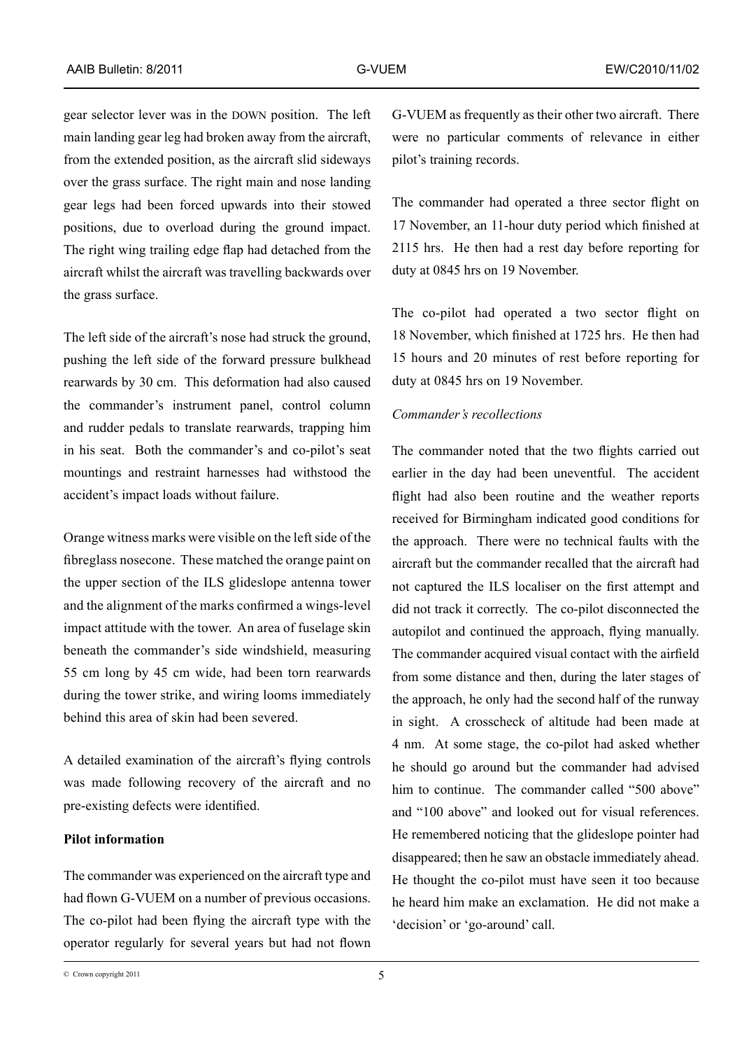gear selector lever was in the DOWN position. The left main landing gear leg had broken away from the aircraft, from the extended position, as the aircraft slid sideways over the grass surface. The right main and nose landing gear legs had been forced upwards into their stowed positions, due to overload during the ground impact. The right wing trailing edge flap had detached from the aircraft whilst the aircraft was travelling backwards over the grass surface.

The left side of the aircraft's nose had struck the ground, pushing the left side of the forward pressure bulkhead rearwards by 30 cm. This deformation had also caused the commander's instrument panel, control column and rudder pedals to translate rearwards, trapping him in his seat. Both the commander's and co-pilot's seat mountings and restraint harnesses had withstood the accident's impact loads without failure.

Orange witness marks were visible on the left side of the fibreglass nosecone. These matched the orange paint on the upper section of the ILS glideslope antenna tower and the alignment of the marks confirmed a wings-level impact attitude with the tower. An area of fuselage skin beneath the commander's side windshield, measuring 55 cm long by 45 cm wide, had been torn rearwards during the tower strike, and wiring looms immediately behind this area of skin had been severed.

A detailed examination of the aircraft's flying controls was made following recovery of the aircraft and no pre-existing defects were identified.

**Pilot information**

The commander was experienced on the aircraft type and had flown G-VUEM on a number of previous occasions. The co-pilot had been flying the aircraft type with the operator regularly for several years but had not flown G-VUEM as frequently as their other two aircraft. There were no particular comments of relevance in either pilot's training records.

The commander had operated a three sector flight on 17 November, an 11-hour duty period which finished at 2115 hrs. He then had a rest day before reporting for duty at 0845 hrs on 19 November.

The co-pilot had operated a two sector flight on 18 November, which finished at 1725 hrs. He then had 15 hours and 20 minutes of rest before reporting for duty at 0845 hrs on 19 November.

*Commander's recollections*

The commander noted that the two flights carried out earlier in the day had been uneventful. The accident flight had also been routine and the weather reports received for Birmingham indicated good conditions for the approach. There were no technical faults with the aircraft but the commander recalled that the aircraft had not captured the ILS localiser on the first attempt and did not track it correctly. The co-pilot disconnected the autopilot and continued the approach, flying manually. The commander acquired visual contact with the airfield from some distance and then, during the later stages of the approach, he only had the second half of the runway in sight. A crosscheck of altitude had been made at 4 nm. At some stage, the co-pilot had asked whether he should go around but the commander had advised him to continue. The commander called "500 above" and "100 above" and looked out for visual references. He remembered noticing that the glideslope pointer had disappeared; then he saw an obstacle immediately ahead. He thought the co-pilot must have seen it too because he heard him make an exclamation. He did not make a 'decision' or 'go-around' call.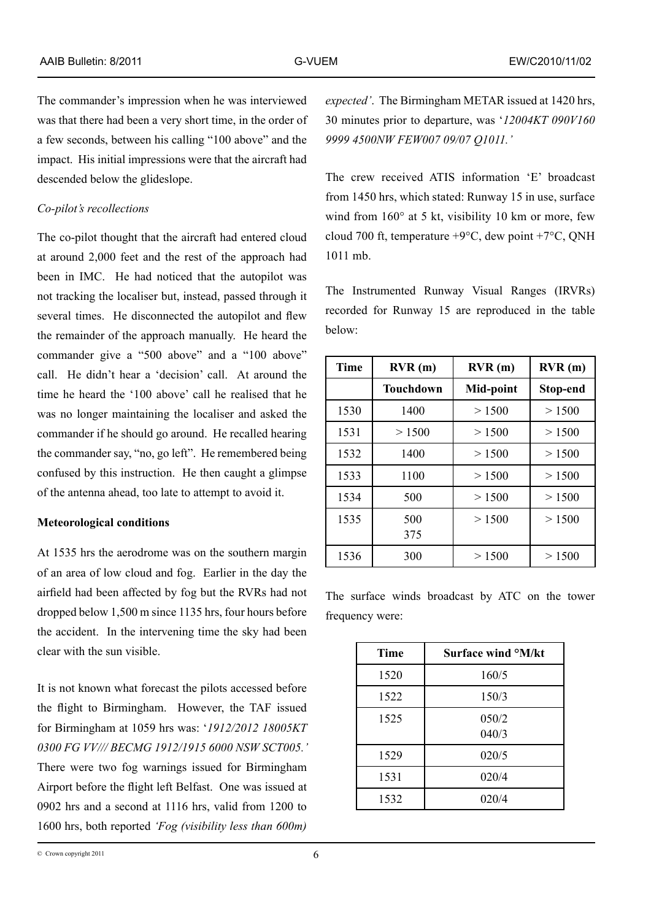The commander's impression when he was interviewed was that there had been a very short time, in the order of a few seconds, between his calling "100 above" and the impact. His initial impressions were that the aircraft had descended below the glideslope.

*Co-pilot's recollections*

The co-pilot thought that the aircraft had entered cloud at around 2,000 feet and the rest of the approach had been in IMC. He had noticed that the autopilot was not tracking the localiser but, instead, passed through it several times. He disconnected the autopilot and flew the remainder of the approach manually. He heard the commander give a "500 above" and a "100 above" call. He didn't hear a 'decision' call. At around the time he heard the '100 above' call he realised that he was no longer maintaining the localiser and asked the commander if he should go around. He recalled hearing the commander say, "no, go left". He remembered being confused by this instruction. He then caught a glimpse of the antenna ahead, too late to attempt to avoid it.

**Meteorological conditions**

At 1535 hrs the aerodrome was on the southern margin of an area of low cloud and fog. Earlier in the day the airfield had been affected by fog but the RVRs had not dropped below 1,500 m since 1135 hrs, four hours before the accident. In the intervening time the sky had been clear with the sun visible.

It is not known what forecast the pilots accessed before the flight to Birmingham. However, the TAF issued for Birmingham at 1059 hrs was: '*1912/2012 18005KT 0300 FG VV/// BECMG 1912/1915 6000 NSW SCT005.'* There were two fog warnings issued for Birmingham Airport before the flight left Belfast. One was issued at 0902 hrs and a second at 1116 hrs, valid from 1200 to 1600 hrs, both reported *'Fog (visibility less than 600m) expected'*. The Birmingham METAR issued at 1420 hrs, 30 minutes prior to departure, was '*12004KT 090V160 9999 4500NW FEW007 09/07 Q1011.'*

The crew received ATIS information 'E' broadcast from 1450 hrs, which stated: Runway 15 in use, surface wind from 160° at 5 kt, visibility 10 km or more, few cloud 700 ft, temperature +9°C, dew point +7°C, QNH 1011 mb.

The Instrumented Runway Visual Ranges (IRVRs) recorded for Runway 15 are reproduced in the table below:

| Time | RVR (m) | RVR (m) | RVR (m) |
|---|---|---|---|
| | Touchdown | Mid-point | Stop-end |
| 1530 | 1400 | > 1500 | > 1500 |
| 1531 | > 1500 | > 1500 | > 1500 |
| 1532 | 1400 | > 1500 | > 1500 |
| 1533 | 1100 | > 1500 | > 1500 |
| 1534 | 500 | > 1500 | > 1500 |
| 1535 | 500<br>375 | > 1500 | > 1500 |
| 1536 | 300 | > 1500 | > 1500 |

The surface winds broadcast by ATC on the tower frequency were:

| Time | Surface wind °M/kt |
|---|---|
| 1520 | 160/5 |
| 1522 | 150/3 |
| 1525 | 050/2<br>040/3 |
| 1529 | 020/5 |
| 1531 | 020/4 |
| 1532 | 020/4 |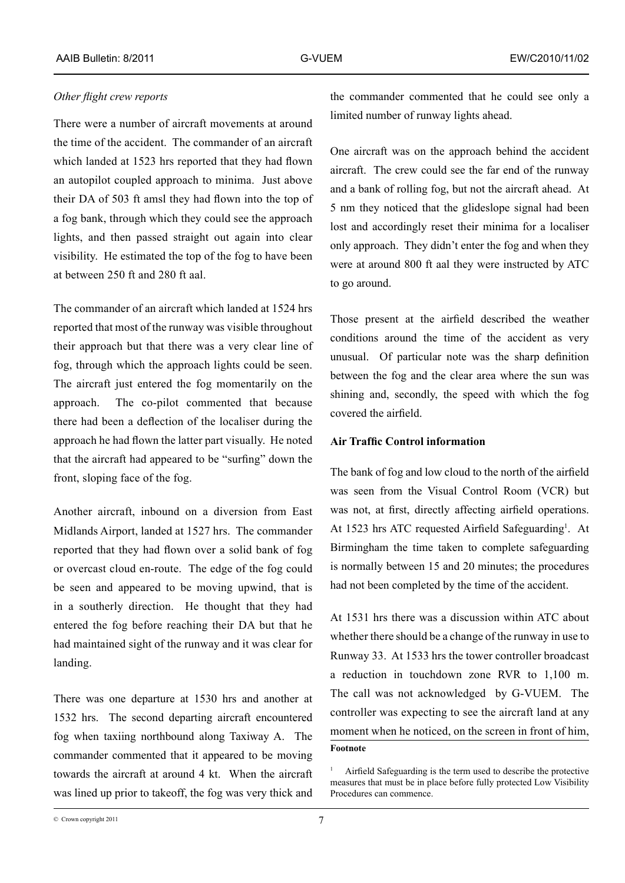*Other flight crew reports*

There were a number of aircraft movements at around the time of the accident. The commander of an aircraft which landed at 1523 hrs reported that they had flown an autopilot coupled approach to minima. Just above their DA of 503 ft amsl they had flown into the top of a fog bank, through which they could see the approach lights, and then passed straight out again into clear visibility. He estimated the top of the fog to have been at between 250 ft and 280 ft aal.

The commander of an aircraft which landed at 1524 hrs reported that most of the runway was visible throughout their approach but that there was a very clear line of fog, through which the approach lights could be seen. The aircraft just entered the fog momentarily on the approach. The co-pilot commented that because there had been a deflection of the localiser during the approach he had flown the latter part visually. He noted that the aircraft had appeared to be "surfing" down the front, sloping face of the fog.

Another aircraft, inbound on a diversion from East Midlands Airport, landed at 1527 hrs. The commander reported that they had flown over a solid bank of fog or overcast cloud en-route. The edge of the fog could be seen and appeared to be moving upwind, that is in a southerly direction. He thought that they had entered the fog before reaching their DA but that he had maintained sight of the runway and it was clear for landing.

There was one departure at 1530 hrs and another at 1532 hrs. The second departing aircraft encountered fog when taxiing northbound along Taxiway A. The commander commented that it appeared to be moving towards the aircraft at around 4 kt. When the aircraft was lined up prior to takeoff, the fog was very thick and the commander commented that he could see only a limited number of runway lights ahead.

One aircraft was on the approach behind the accident aircraft. The crew could see the far end of the runway and a bank of rolling fog, but not the aircraft ahead. At 5 nm they noticed that the glideslope signal had been lost and accordingly reset their minima for a localiser only approach. They didn't enter the fog and when they were at around 800 ft aal they were instructed by ATC to go around.

Those present at the airfield described the weather conditions around the time of the accident as very unusual. Of particular note was the sharp definition between the fog and the clear area where the sun was shining and, secondly, the speed with which the fog covered the airfield.

**Air Traffic Control information**

The bank of fog and low cloud to the north of the airfield was seen from the Visual Control Room (VCR) but was not, at first, directly affecting airfield operations. At 1523 hrs ATC requested Airfield Safeguarding[1]. At Birmingham the time taken to complete safeguarding is normally between 15 and 20 minutes; the procedures had not been completed by the time of the accident.

At 1531 hrs there was a discussion within ATC about whether there should be a change of the runway in use to Runway 33. At 1533 hrs the tower controller broadcast a reduction in touchdown zone RVR to 1,100 m. The call was not acknowledged by G-VUEM. The controller was expecting to see the aircraft land at any moment when he noticed, on the screen in front of him,

**Footnote**

[1] Airfield Safeguarding is the term used to describe the protective measures that must be in place before fully protected Low Visibility Procedures can commence.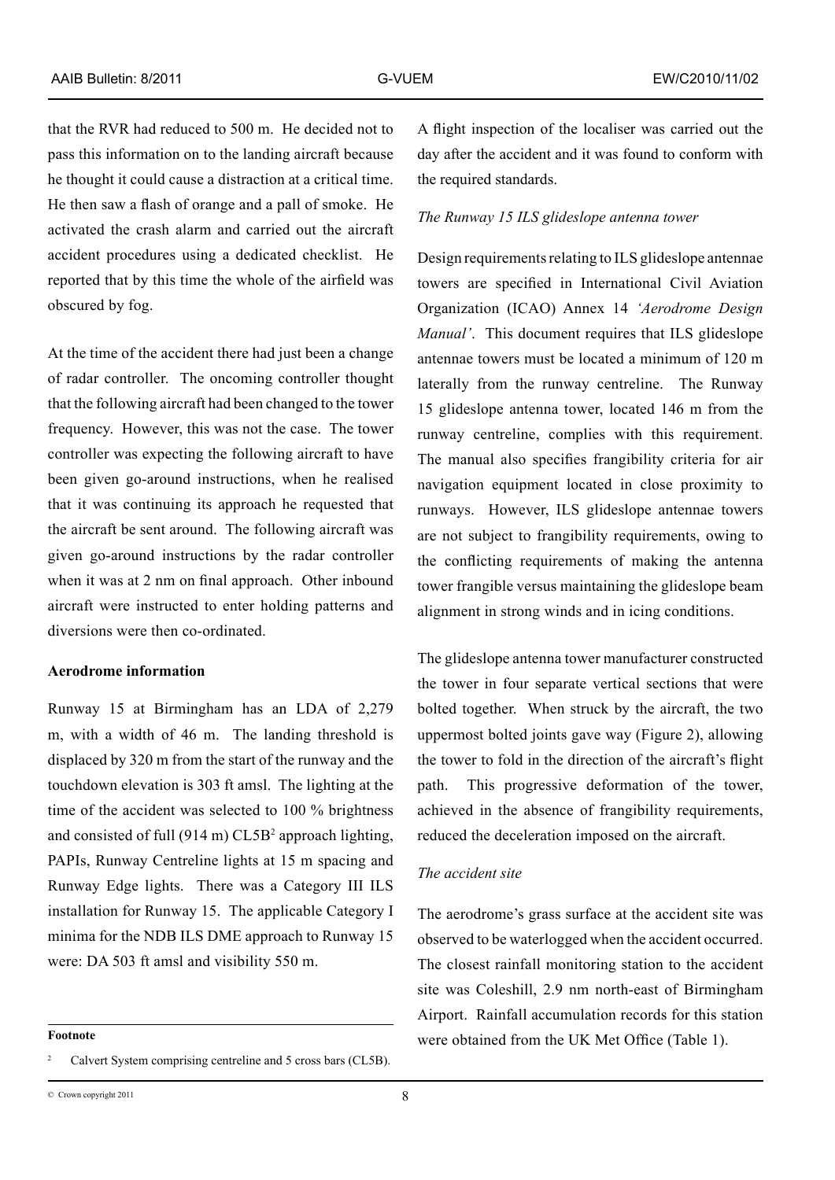that the RVR had reduced to 500 m. He decided not to pass this information on to the landing aircraft because he thought it could cause a distraction at a critical time. He then saw a flash of orange and a pall of smoke. He activated the crash alarm and carried out the aircraft accident procedures using a dedicated checklist. He reported that by this time the whole of the airfield was obscured by fog.

At the time of the accident there had just been a change of radar controller. The oncoming controller thought that the following aircraft had been changed to the tower frequency. However, this was not the case. The tower controller was expecting the following aircraft to have been given go-around instructions, when he realised that it was continuing its approach he requested that the aircraft be sent around. The following aircraft was given go-around instructions by the radar controller when it was at 2 nm on final approach. Other inbound aircraft were instructed to enter holding patterns and diversions were then co-ordinated.

**Aerodrome information**

Runway 15 at Birmingham has an LDA of 2,279 m, with a width of 46 m. The landing threshold is displaced by 320 m from the start of the runway and the touchdown elevation is 303 ft amsl. The lighting at the time of the accident was selected to 100 % brightness and consisted of full (914 m) CL5B[2] approach lighting, PAPIs, Runway Centreline lights at 15 m spacing and Runway Edge lights. There was a Category III ILS installation for Runway 15. The applicable Category I minima for the NDB ILS DME approach to Runway 15 were: DA 503 ft amsl and visibility 550 m.

A flight inspection of the localiser was carried out the day after the accident and it was found to conform with the required standards.

*The Runway 15 ILS glideslope antenna tower*

Design requirements relating to ILS glideslope antennae towers are specified in International Civil Aviation Organization (ICAO) Annex 14 *'Aerodrome Design Manual'*. This document requires that ILS glideslope antennae towers must be located a minimum of 120 m laterally from the runway centreline. The Runway 15 glideslope antenna tower, located 146 m from the runway centreline, complies with this requirement. The manual also specifies frangibility criteria for air navigation equipment located in close proximity to runways. However, ILS glideslope antennae towers are not subject to frangibility requirements, owing to the conflicting requirements of making the antenna tower frangible versus maintaining the glideslope beam alignment in strong winds and in icing conditions.

The glideslope antenna tower manufacturer constructed the tower in four separate vertical sections that were bolted together. When struck by the aircraft, the two uppermost bolted joints gave way (Figure 2), allowing the tower to fold in the direction of the aircraft's flight path. This progressive deformation of the tower, achieved in the absence of frangibility requirements, reduced the deceleration imposed on the aircraft.

*The accident site*

The aerodrome's grass surface at the accident site was observed to be waterlogged when the accident occurred. The closest rainfall monitoring station to the accident site was Coleshill, 2.9 nm north-east of Birmingham Airport. Rainfall accumulation records for this station were obtained from the UK Met Office (Table 1).

**Footnote**

[2] Calvert System comprising centreline and 5 cross bars (CL5B).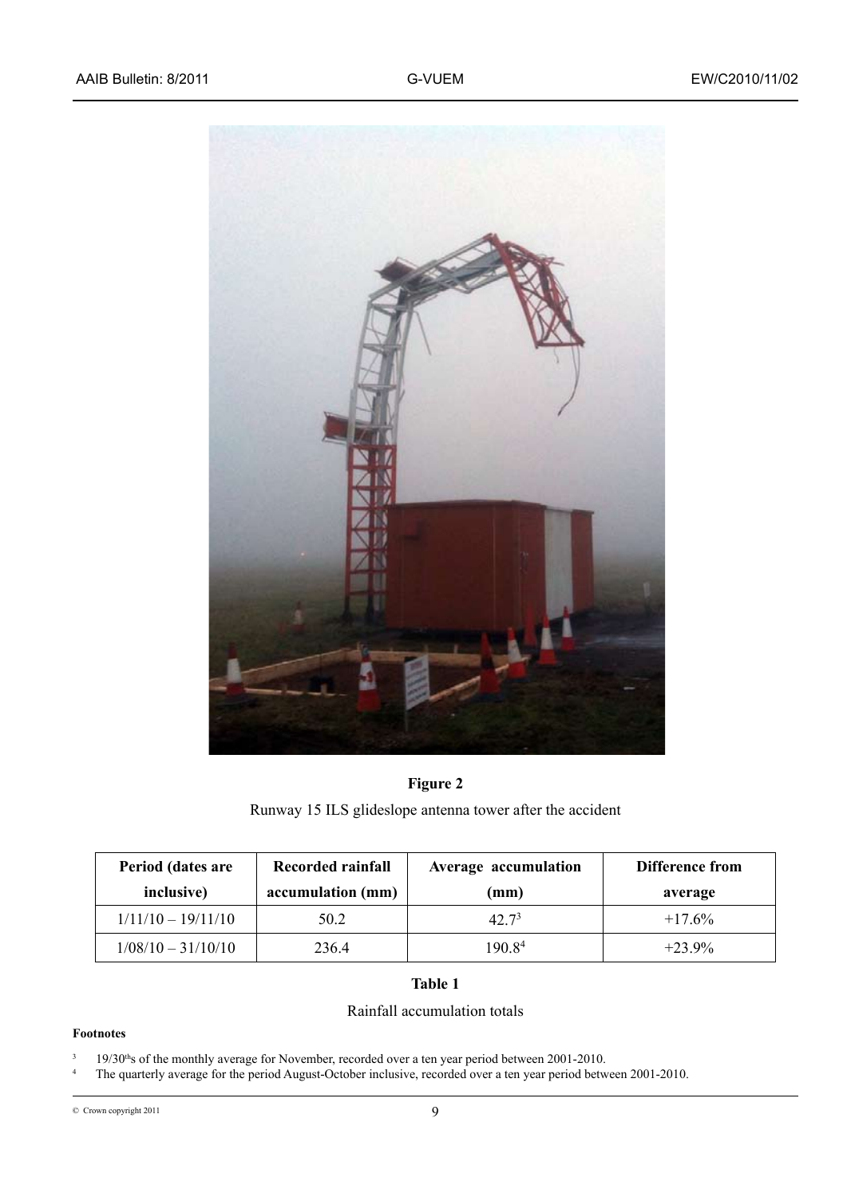**Figure 2**

Runway 15 ILS glideslope antenna tower after the accident

| Period (dates are inclusive) | Recorded rainfall accumulation (mm) | Average accumulation (mm) | Difference from average |
|---|---|---|---|
| 1/11/10 – 19/11/10 | 50.2 | 42.7[3] | +17.6% |
| 1/08/10 – 31/10/10 | 236.4 | 190.8[4] | +23.9% |

**Table 1**

Rainfall accumulation totals

**Footnotes**

[3] 19/30ths of the monthly average for November, recorded over a ten year period between 2001-2010.

[4] The quarterly average for the period August-October inclusive, recorded over a ten year period between 2001-2010.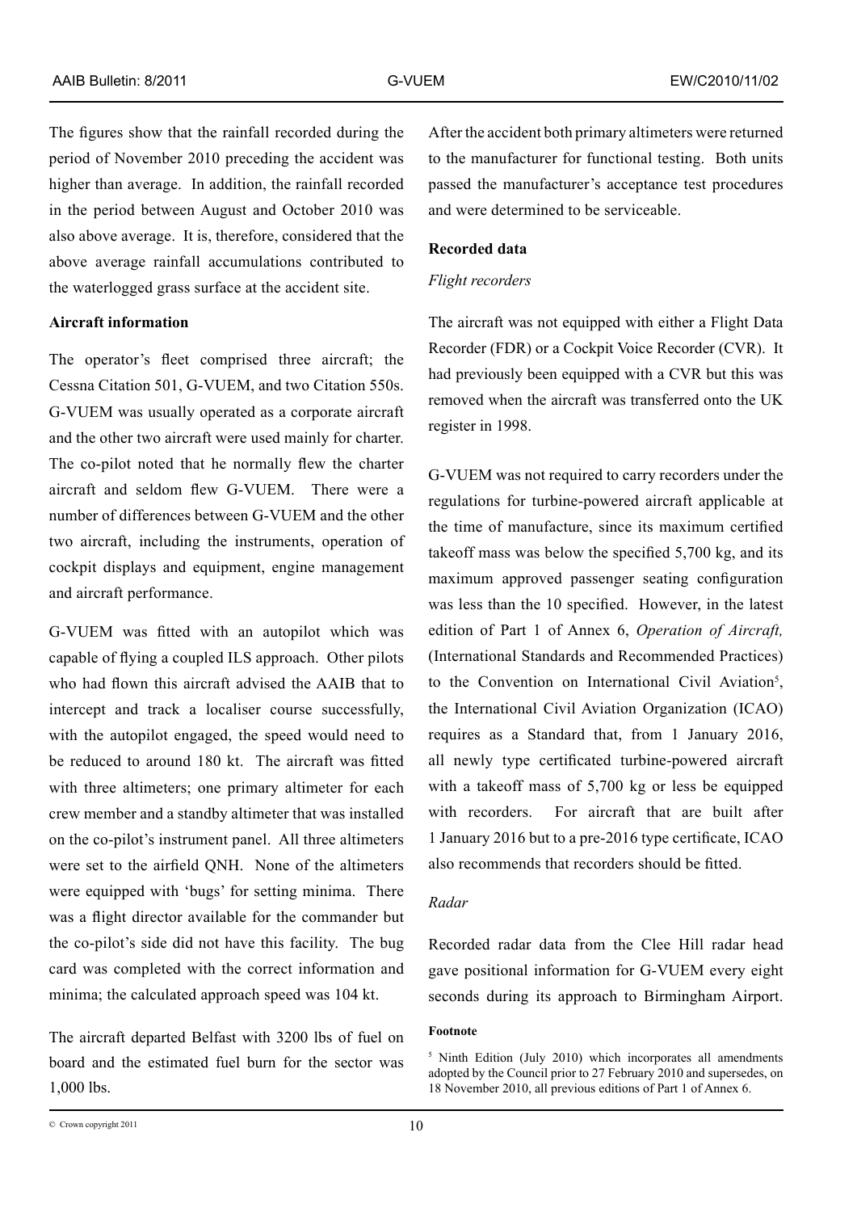The figures show that the rainfall recorded during the period of November 2010 preceding the accident was higher than average. In addition, the rainfall recorded in the period between August and October 2010 was also above average. It is, therefore, considered that the above average rainfall accumulations contributed to the waterlogged grass surface at the accident site.

**Aircraft information**

The operator's fleet comprised three aircraft; the Cessna Citation 501, G-VUEM, and two Citation 550s. G-VUEM was usually operated as a corporate aircraft and the other two aircraft were used mainly for charter. The co-pilot noted that he normally flew the charter aircraft and seldom flew G-VUEM. There were a number of differences between G-VUEM and the other two aircraft, including the instruments, operation of cockpit displays and equipment, engine management and aircraft performance.

G-VUEM was fitted with an autopilot which was capable of flying a coupled ILS approach. Other pilots who had flown this aircraft advised the AAIB that to intercept and track a localiser course successfully, with the autopilot engaged, the speed would need to be reduced to around 180 kt. The aircraft was fitted with three altimeters; one primary altimeter for each crew member and a standby altimeter that was installed on the co-pilot's instrument panel. All three altimeters were set to the airfield QNH. None of the altimeters were equipped with 'bugs' for setting minima. There was a flight director available for the commander but the co-pilot's side did not have this facility. The bug card was completed with the correct information and minima; the calculated approach speed was 104 kt.

The aircraft departed Belfast with 3200 lbs of fuel on board and the estimated fuel burn for the sector was 1,000 lbs.

After the accident both primary altimeters were returned to the manufacturer for functional testing. Both units passed the manufacturer's acceptance test procedures and were determined to be serviceable.

**Recorded data**

*Flight recorders*

The aircraft was not equipped with either a Flight Data Recorder (FDR) or a Cockpit Voice Recorder (CVR). It had previously been equipped with a CVR but this was removed when the aircraft was transferred onto the UK register in 1998.

G-VUEM was not required to carry recorders under the regulations for turbine-powered aircraft applicable at the time of manufacture, since its maximum certified takeoff mass was below the specified 5,700 kg, and its maximum approved passenger seating configuration was less than the 10 specified. However, in the latest edition of Part 1 of Annex 6, *Operation of Aircraft,* (International Standards and Recommended Practices) to the Convention on International Civil Aviation[5], the International Civil Aviation Organization (ICAO) requires as a Standard that, from 1 January 2016, all newly type certificated turbine-powered aircraft with a takeoff mass of 5,700 kg or less be equipped with recorders. For aircraft that are built after 1 January 2016 but to a pre-2016 type certificate, ICAO also recommends that recorders should be fitted.

*Radar*

Recorded radar data from the Clee Hill radar head gave positional information for G-VUEM every eight seconds during its approach to Birmingham Airport.

**Footnote**

[5] Ninth Edition (July 2010) which incorporates all amendments adopted by the Council prior to 27 February 2010 and supersedes, on 18 November 2010, all previous editions of Part 1 of Annex 6.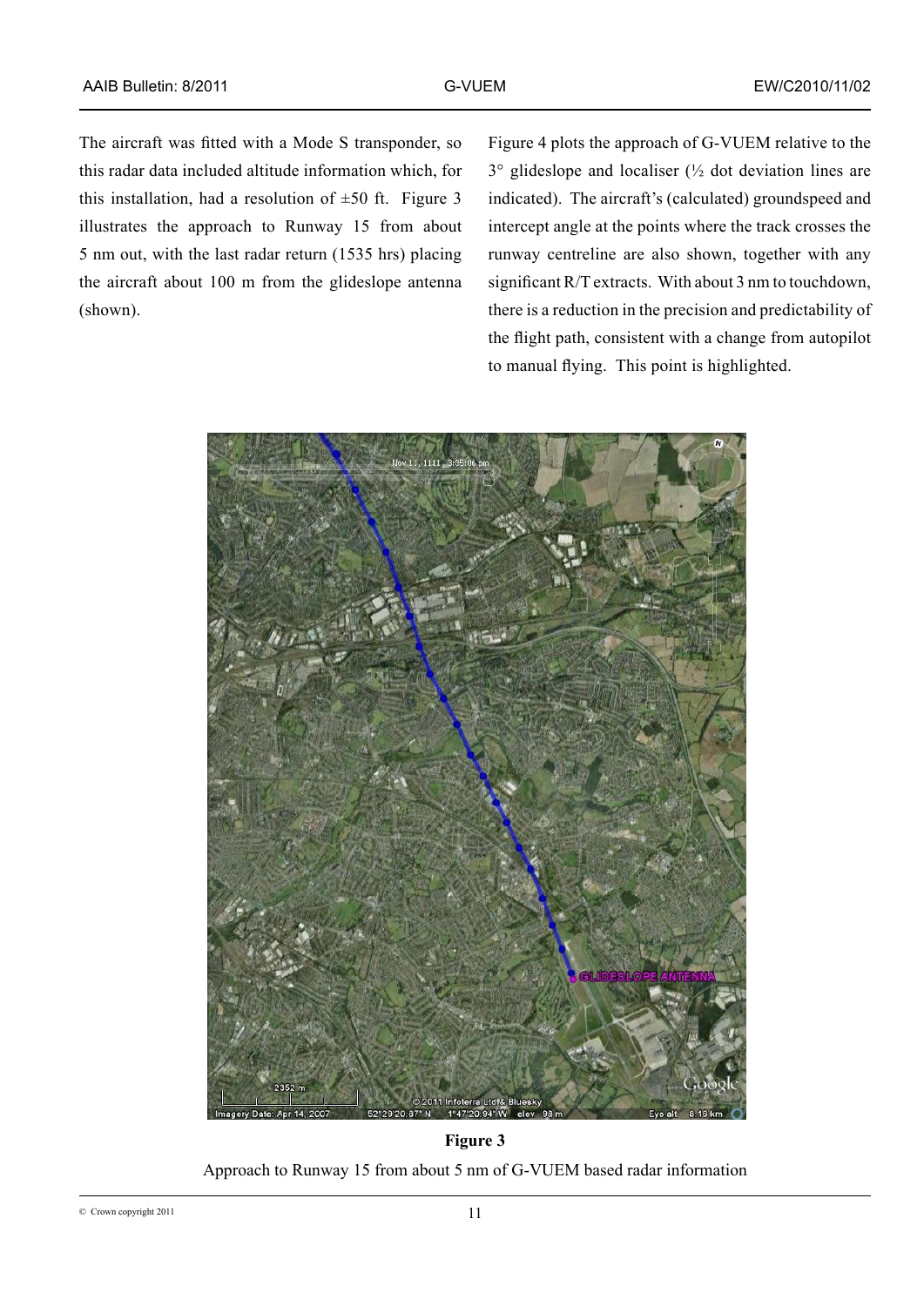The aircraft was fitted with a Mode S transponder, so this radar data included altitude information which, for this installation, had a resolution of ±50 ft. Figure 3 illustrates the approach to Runway 15 from about 5 nm out, with the last radar return (1535 hrs) placing the aircraft about 100 m from the glideslope antenna (shown).

Figure 4 plots the approach of G-VUEM relative to the 3° glideslope and localiser (½ dot deviation lines are indicated). The aircraft's (calculated) groundspeed and intercept angle at the points where the track crosses the runway centreline are also shown, together with any significant R/T extracts. With about 3 nm to touchdown, there is a reduction in the precision and predictability of the flight path, consistent with a change from autopilot to manual flying. This point is highlighted.

**Figure 3**

Approach to Runway 15 from about 5 nm of G-VUEM based radar information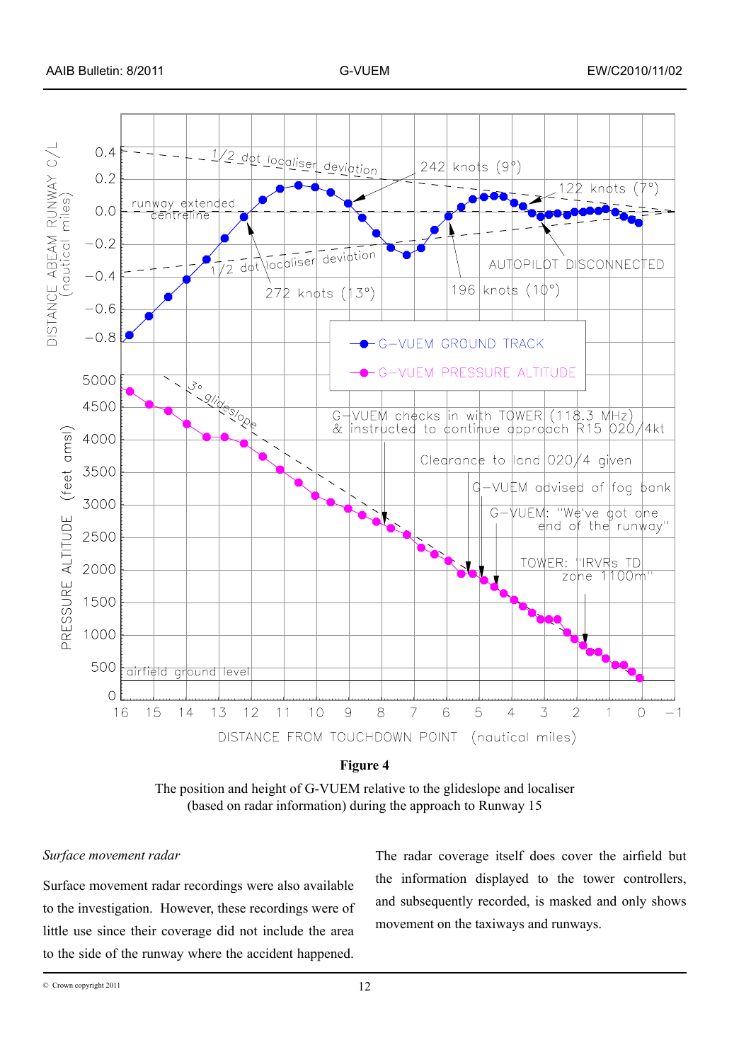**Figure 4**

The position and height of G-VUEM relative to the glideslope and localiser (based on radar information) during the approach to Runway 15

*Surface movement radar*

Surface movement radar recordings were also available to the investigation. However, these recordings were of little use since their coverage did not include the area to the side of the runway where the accident happened.

The radar coverage itself does cover the airfield but the information displayed to the tower controllers, and subsequently recorded, is masked and only shows movement on the taxiways and runways.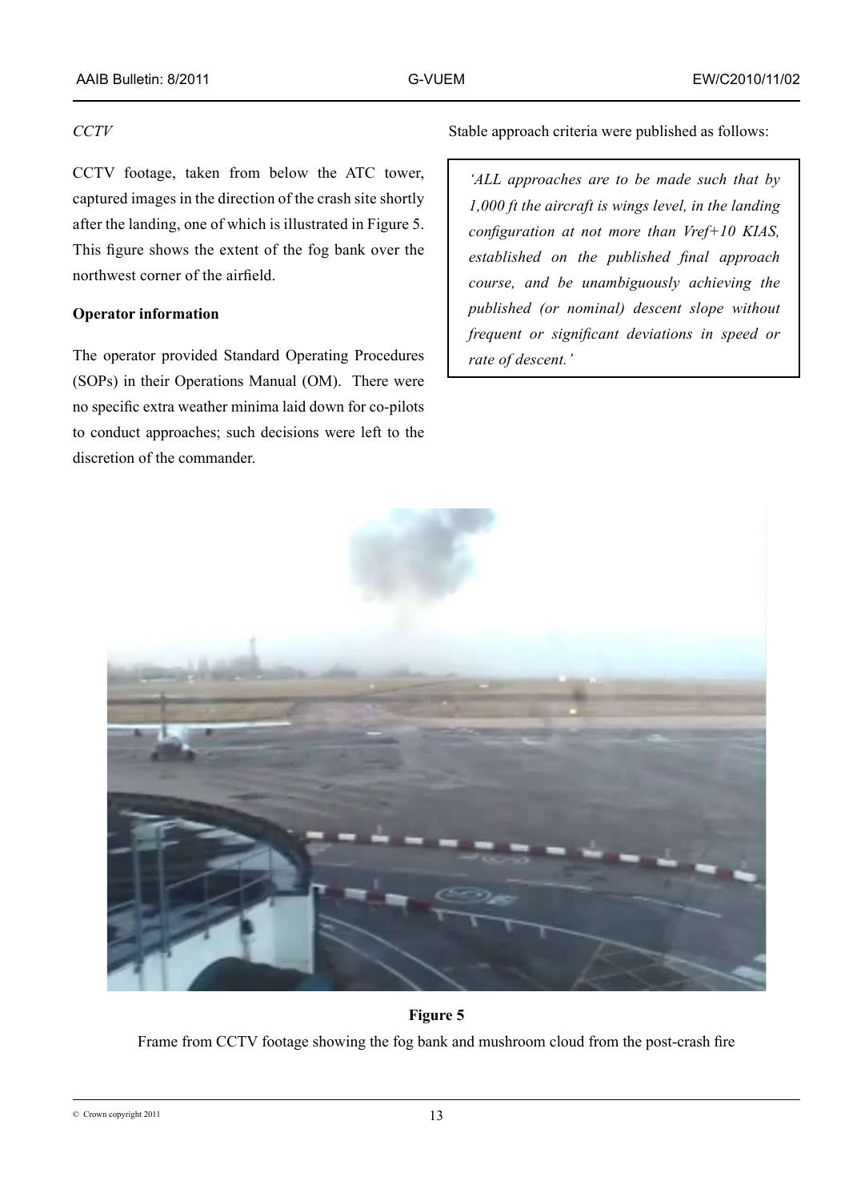*CCTV*

CCTV footage, taken from below the ATC tower, captured images in the direction of the crash site shortly after the landing, one of which is illustrated in Figure 5. This figure shows the extent of the fog bank over the northwest corner of the airfield.

**Operator information**

The operator provided Standard Operating Procedures (SOPs) in their Operations Manual (OM). There were no specific extra weather minima laid down for co-pilots to conduct approaches; such decisions were left to the discretion of the commander.

Stable approach criteria were published as follows:

> *'ALL approaches are to be made such that by 1,000 ft the aircraft is wings level, in the landing configuration at not more than Vref+10 KIAS, established on the published final approach course, and be unambiguously achieving the published (or nominal) descent slope without frequent or significant deviations in speed or rate of descent.'*

**Figure 5**

Frame from CCTV footage showing the fog bank and mushroom cloud from the post-crash fire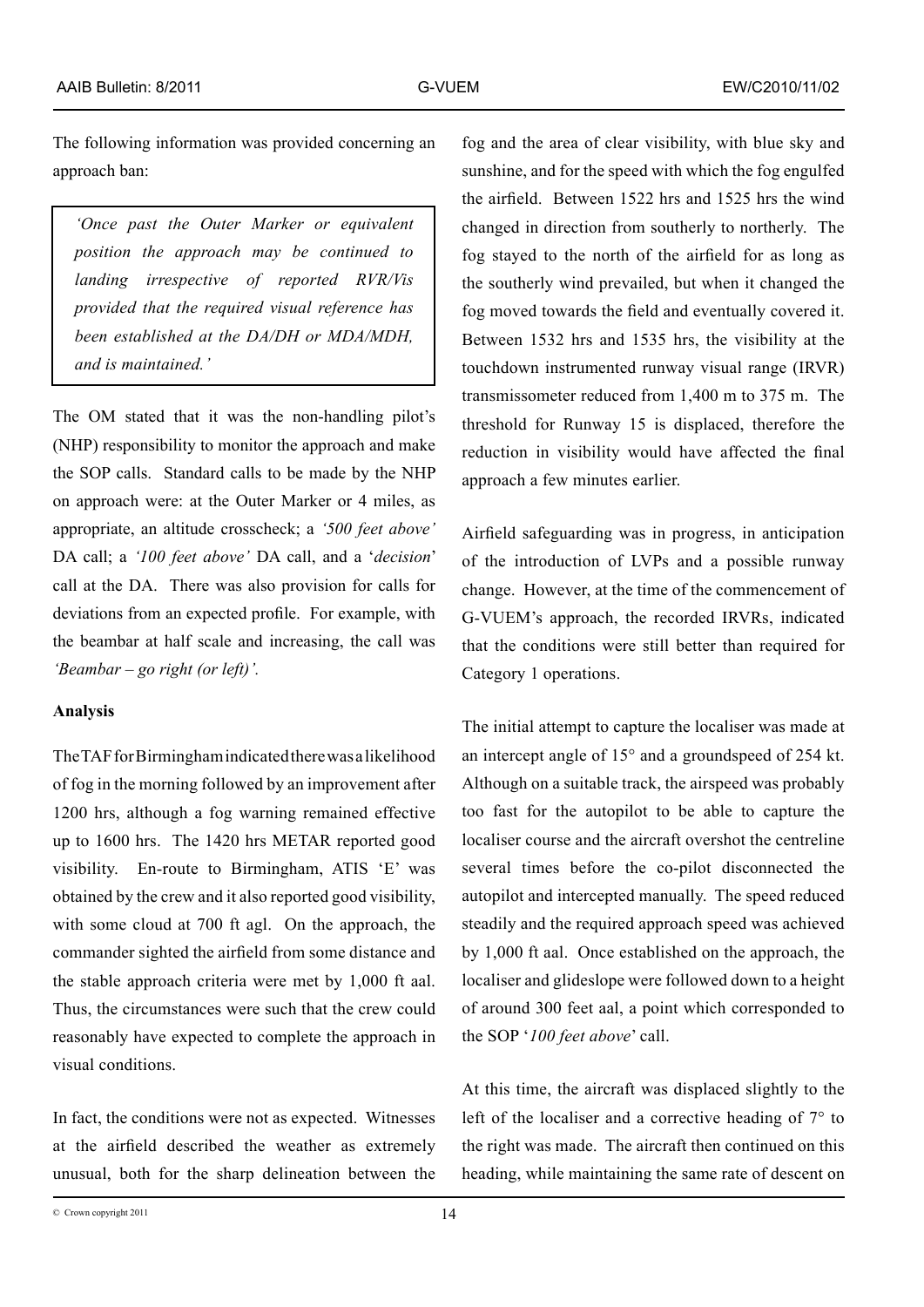The following information was provided concerning an approach ban:

> *'Once past the Outer Marker or equivalent position the approach may be continued to landing irrespective of reported RVR/Vis provided that the required visual reference has been established at the DA/DH or MDA/MDH, and is maintained.'*

The OM stated that it was the non-handling pilot's (NHP) responsibility to monitor the approach and make the SOP calls. Standard calls to be made by the NHP on approach were: at the Outer Marker or 4 miles, as appropriate, an altitude crosscheck; a *'500 feet above'* DA call; a *'100 feet above'* DA call, and a '*decision*' call at the DA. There was also provision for calls for deviations from an expected profile. For example, with the beambar at half scale and increasing, the call was *'Beambar – go right (or left)'.*

**Analysis**

The TAF for Birmingham indicated there was a likelihood of fog in the morning followed by an improvement after 1200 hrs, although a fog warning remained effective up to 1600 hrs. The 1420 hrs METAR reported good visibility. En-route to Birmingham, ATIS 'E' was obtained by the crew and it also reported good visibility, with some cloud at 700 ft agl. On the approach, the commander sighted the airfield from some distance and the stable approach criteria were met by 1,000 ft aal. Thus, the circumstances were such that the crew could reasonably have expected to complete the approach in visual conditions.

In fact, the conditions were not as expected. Witnesses at the airfield described the weather as extremely unusual, both for the sharp delineation between the fog and the area of clear visibility, with blue sky and sunshine, and for the speed with which the fog engulfed the airfield. Between 1522 hrs and 1525 hrs the wind changed in direction from southerly to northerly. The fog stayed to the north of the airfield for as long as the southerly wind prevailed, but when it changed the fog moved towards the field and eventually covered it. Between 1532 hrs and 1535 hrs, the visibility at the touchdown instrumented runway visual range (IRVR) transmissometer reduced from 1,400 m to 375 m. The threshold for Runway 15 is displaced, therefore the reduction in visibility would have affected the final approach a few minutes earlier.

Airfield safeguarding was in progress, in anticipation of the introduction of LVPs and a possible runway change. However, at the time of the commencement of G-VUEM's approach, the recorded IRVRs, indicated that the conditions were still better than required for Category 1 operations.

The initial attempt to capture the localiser was made at an intercept angle of 15° and a groundspeed of 254 kt. Although on a suitable track, the airspeed was probably too fast for the autopilot to be able to capture the localiser course and the aircraft overshot the centreline several times before the co-pilot disconnected the autopilot and intercepted manually. The speed reduced steadily and the required approach speed was achieved by 1,000 ft aal. Once established on the approach, the localiser and glideslope were followed down to a height of around 300 feet aal, a point which corresponded to the SOP '*100 feet above*' call.

At this time, the aircraft was displaced slightly to the left of the localiser and a corrective heading of 7° to the right was made. The aircraft then continued on this heading, while maintaining the same rate of descent on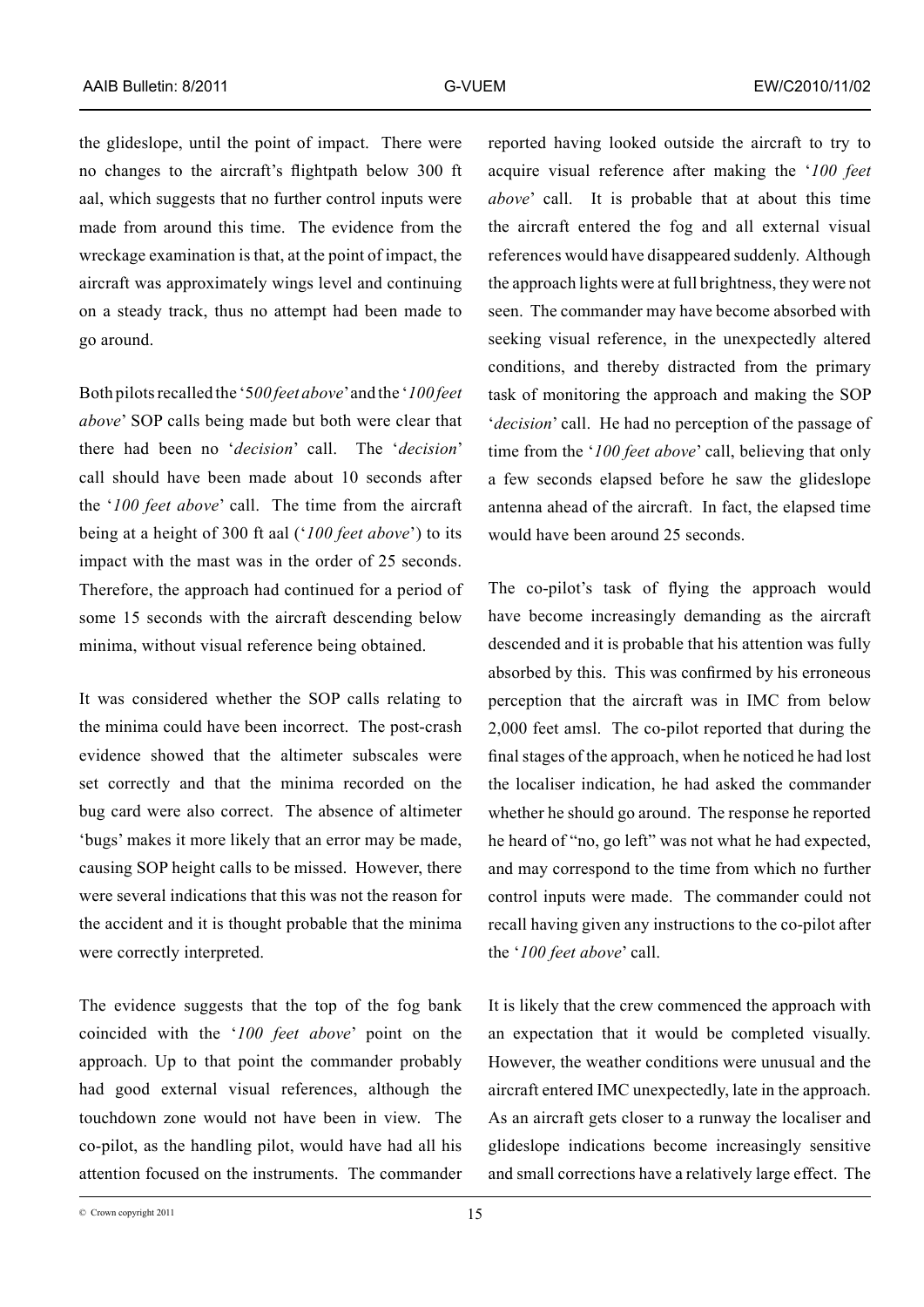the glideslope, until the point of impact. There were no changes to the aircraft's flightpath below 300 ft aal, which suggests that no further control inputs were made from around this time. The evidence from the wreckage examination is that, at the point of impact, the aircraft was approximately wings level and continuing on a steady track, thus no attempt had been made to go around.

Both pilots recalled the '*500 feet above*' and the '*100 feet above*' SOP calls being made but both were clear that there had been no '*decision*' call. The '*decision*' call should have been made about 10 seconds after the '*100 feet above*' call. The time from the aircraft being at a height of 300 ft aal ('*100 feet above*') to its impact with the mast was in the order of 25 seconds. Therefore, the approach had continued for a period of some 15 seconds with the aircraft descending below minima, without visual reference being obtained.

It was considered whether the SOP calls relating to the minima could have been incorrect. The post-crash evidence showed that the altimeter subscales were set correctly and that the minima recorded on the bug card were also correct. The absence of altimeter 'bugs' makes it more likely that an error may be made, causing SOP height calls to be missed. However, there were several indications that this was not the reason for the accident and it is thought probable that the minima were correctly interpreted.

The evidence suggests that the top of the fog bank coincided with the '*100 feet above*' point on the approach. Up to that point the commander probably had good external visual references, although the touchdown zone would not have been in view. The co-pilot, as the handling pilot, would have had all his attention focused on the instruments. The commander reported having looked outside the aircraft to try to acquire visual reference after making the '*100 feet above*' call. It is probable that at about this time the aircraft entered the fog and all external visual references would have disappeared suddenly. Although the approach lights were at full brightness, they were not seen. The commander may have become absorbed with seeking visual reference, in the unexpectedly altered conditions, and thereby distracted from the primary task of monitoring the approach and making the SOP '*decision*' call. He had no perception of the passage of time from the '*100 feet above*' call, believing that only a few seconds elapsed before he saw the glideslope antenna ahead of the aircraft. In fact, the elapsed time would have been around 25 seconds.

The co-pilot's task of flying the approach would have become increasingly demanding as the aircraft descended and it is probable that his attention was fully absorbed by this. This was confirmed by his erroneous perception that the aircraft was in IMC from below 2,000 feet amsl. The co-pilot reported that during the final stages of the approach, when he noticed he had lost the localiser indication, he had asked the commander whether he should go around. The response he reported he heard of "no, go left" was not what he had expected, and may correspond to the time from which no further control inputs were made. The commander could not recall having given any instructions to the co-pilot after the '*100 feet above*' call.

It is likely that the crew commenced the approach with an expectation that it would be completed visually. However, the weather conditions were unusual and the aircraft entered IMC unexpectedly, late in the approach. As an aircraft gets closer to a runway the localiser and glideslope indications become increasingly sensitive and small corrections have a relatively large effect. The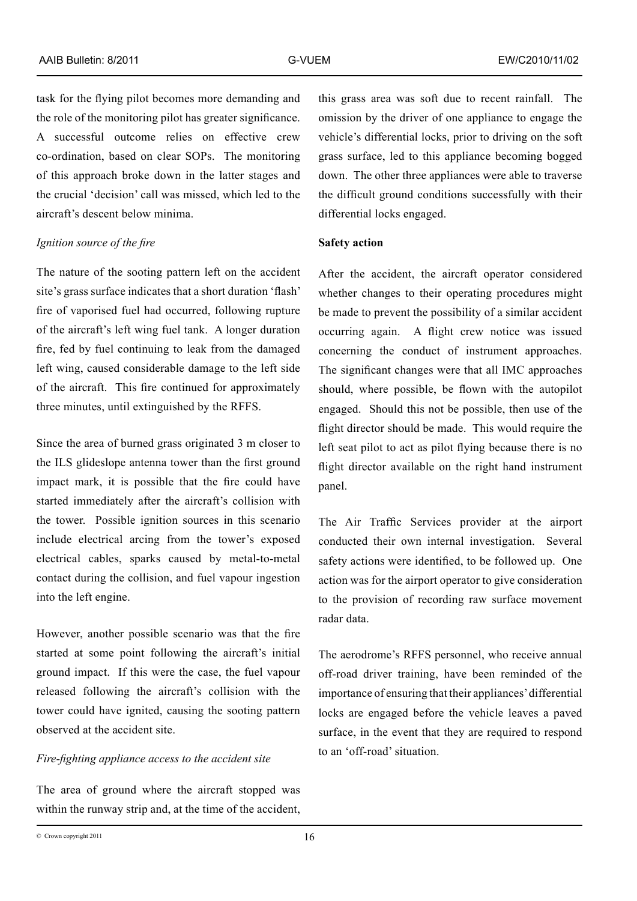task for the flying pilot becomes more demanding and the role of the monitoring pilot has greater significance. A successful outcome relies on effective crew co-ordination, based on clear SOPs. The monitoring of this approach broke down in the latter stages and the crucial 'decision' call was missed, which led to the aircraft's descent below minima.

*Ignition source of the fire*

The nature of the sooting pattern left on the accident site's grass surface indicates that a short duration 'flash' fire of vaporised fuel had occurred, following rupture of the aircraft's left wing fuel tank. A longer duration fire, fed by fuel continuing to leak from the damaged left wing, caused considerable damage to the left side of the aircraft. This fire continued for approximately three minutes, until extinguished by the RFFS.

Since the area of burned grass originated 3 m closer to the ILS glideslope antenna tower than the first ground impact mark, it is possible that the fire could have started immediately after the aircraft's collision with the tower. Possible ignition sources in this scenario include electrical arcing from the tower's exposed electrical cables, sparks caused by metal-to-metal contact during the collision, and fuel vapour ingestion into the left engine.

However, another possible scenario was that the fire started at some point following the aircraft's initial ground impact. If this were the case, the fuel vapour released following the aircraft's collision with the tower could have ignited, causing the sooting pattern observed at the accident site.

*Fire-fighting appliance access to the accident site*

The area of ground where the aircraft stopped was within the runway strip and, at the time of the accident, this grass area was soft due to recent rainfall. The omission by the driver of one appliance to engage the vehicle's differential locks, prior to driving on the soft grass surface, led to this appliance becoming bogged down. The other three appliances were able to traverse the difficult ground conditions successfully with their differential locks engaged.

**Safety action**

After the accident, the aircraft operator considered whether changes to their operating procedures might be made to prevent the possibility of a similar accident occurring again. A flight crew notice was issued concerning the conduct of instrument approaches. The significant changes were that all IMC approaches should, where possible, be flown with the autopilot engaged. Should this not be possible, then use of the flight director should be made. This would require the left seat pilot to act as pilot flying because there is no flight director available on the right hand instrument panel.

The Air Traffic Services provider at the airport conducted their own internal investigation. Several safety actions were identified, to be followed up. One action was for the airport operator to give consideration to the provision of recording raw surface movement radar data.

The aerodrome's RFFS personnel, who receive annual off-road driver training, have been reminded of the importance of ensuring that their appliances' differential locks are engaged before the vehicle leaves a paved surface, in the event that they are required to respond to an 'off-road' situation.